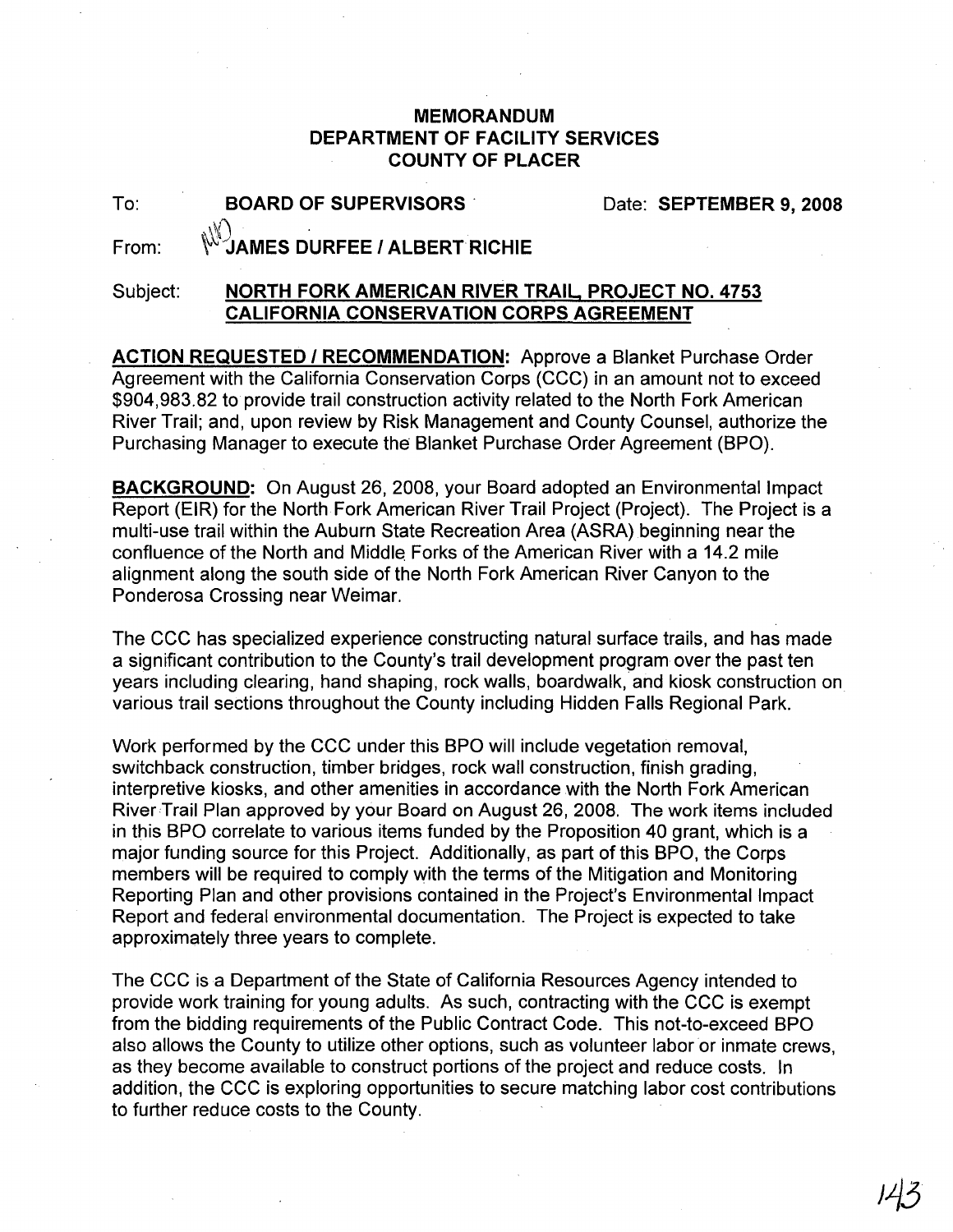# MEMORANDUM
## DEPARTMENT OF FACILITY SERVICES
## COUNTY OF PLACER

To: **BOARD OF SUPERVISORS** Date: **SEPTEMBER 9, 2008**

From: **JAMES DURFEE / ALBERT RICHIE**

Subject: **NORTH FORK AMERICAN RIVER TRAIL, PROJECT NO. 4753 CALIFORNIA CONSERVATION CORPS AGREEMENT**

**ACTION REQUESTED / RECOMMENDATION:** Approve a Blanket Purchase Order Agreement with the California Conservation Corps (CCC) in an amount not to exceed $904,983.82 to provide trail construction activity related to the North Fork American River Trail; and, upon review by Risk Management and County Counsel, authorize the Purchasing Manager to execute the Blanket Purchase Order Agreement (BPO).

**BACKGROUND:** On August 26, 2008, your Board adopted an Environmental Impact Report (EIR) for the North Fork American River Trail Project (Project). The Project is a multi-use trail within the Auburn State Recreation Area (ASRA) beginning near the confluence of the North and Middle Forks of the American River with a 14.2 mile alignment along the south side of the North Fork American River Canyon to the Ponderosa Crossing near Weimar.

The CCC has specialized experience constructing natural surface trails, and has made a significant contribution to the County's trail development program over the past ten years including clearing, hand shaping, rock walls, boardwalk, and kiosk construction on various trail sections throughout the County including Hidden Falls Regional Park.

Work performed by the CCC under this BPO will include vegetation removal, switchback construction, timber bridges, rock wall construction, finish grading, interpretive kiosks, and other amenities in accordance with the North Fork American River Trail Plan approved by your Board on August 26, 2008. The work items included in this BPO correlate to various items funded by the Proposition 40 grant, which is a major funding source for this Project. Additionally, as part of this BPO, the Corps members will be required to comply with the terms of the Mitigation and Monitoring Reporting Plan and other provisions contained in the Project's Environmental Impact Report and federal environmental documentation. The Project is expected to take approximately three years to complete.

The CCC is a Department of the State of California Resources Agency intended to provide work training for young adults. As such, contracting with the CCC is exempt from the bidding requirements of the Public Contract Code. This not-to-exceed BPO also allows the County to utilize other options, such as volunteer labor or inmate crews, as they become available to construct portions of the project and reduce costs. In addition, the CCC is exploring opportunities to secure matching labor cost contributions to further reduce costs to the County.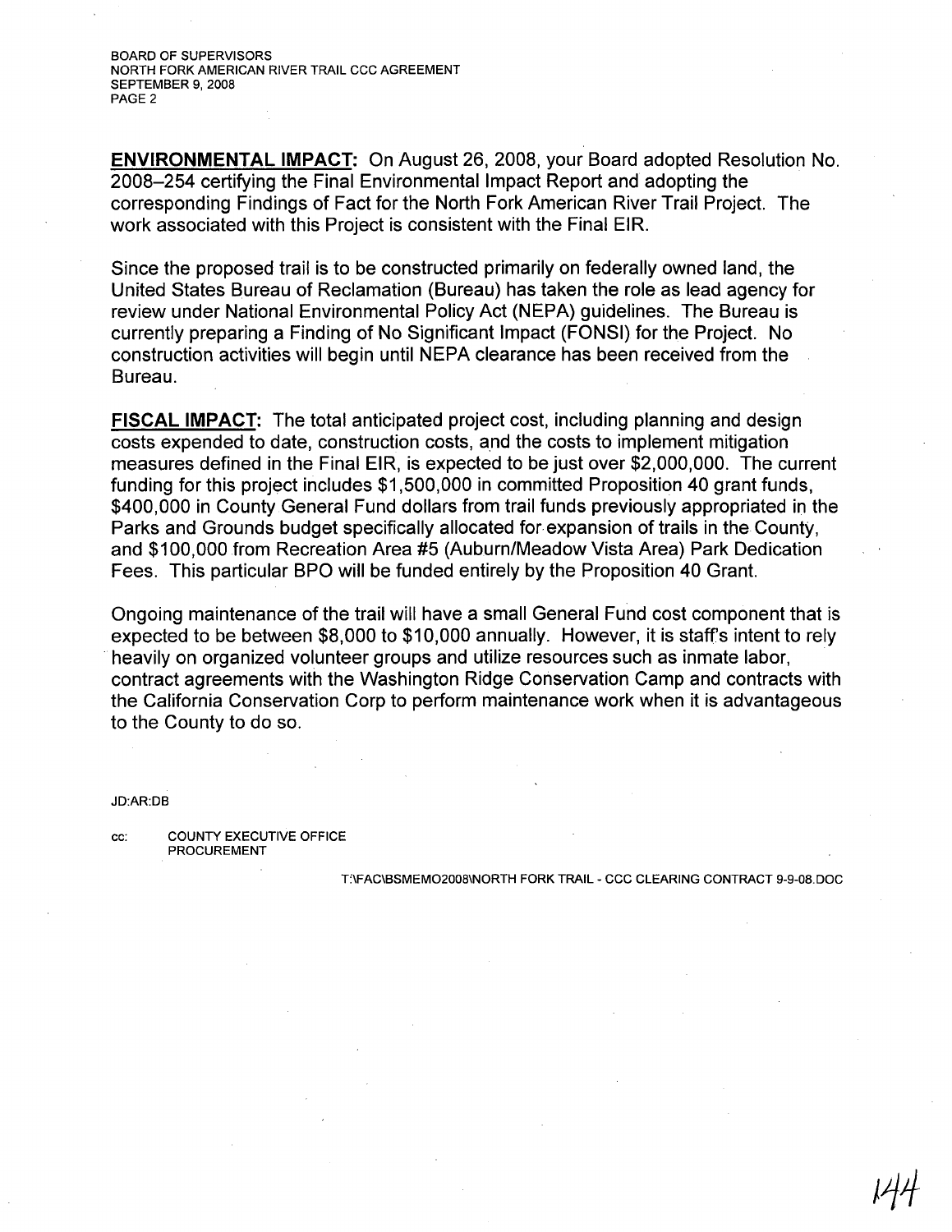**ENVIRONMENTAL IMPACT:** On August 26, 2008, your Board adopted Resolution No. 2008–254 certifying the Final Environmental Impact Report and adopting the corresponding Findings of Fact for the North Fork American River Trail Project. The work associated with this Project is consistent with the Final EIR.

Since the proposed trail is to be constructed primarily on federally owned land, the United States Bureau of Reclamation (Bureau) has taken the role as lead agency for review under National Environmental Policy Act (NEPA) guidelines. The Bureau is currently preparing a Finding of No Significant Impact (FONSI) for the Project. No construction activities will begin until NEPA clearance has been received from the Bureau.

**FISCAL IMPACT:** The total anticipated project cost, including planning and design costs expended to date, construction costs, and the costs to implement mitigation measures defined in the Final EIR, is expected to be just over $2,000,000. The current funding for this project includes $1,500,000 in committed Proposition 40 grant funds, $400,000 in County General Fund dollars from trail funds previously appropriated in the Parks and Grounds budget specifically allocated for expansion of trails in the County, and $100,000 from Recreation Area #5 (Auburn/Meadow Vista Area) Park Dedication Fees. This particular BPO will be funded entirely by the Proposition 40 Grant.

Ongoing maintenance of the trail will have a small General Fund cost component that is expected to be between $8,000 to $10,000 annually. However, it is staff's intent to rely heavily on organized volunteer groups and utilize resources such as inmate labor, contract agreements with the Washington Ridge Conservation Camp and contracts with the California Conservation Corp to perform maintenance work when it is advantageous to the County to do so.

JD:AR:DB

cc: COUNTY EXECUTIVE OFFICE
PROCUREMENT

T:\FAC\BSMEMO2008\NORTH FORK TRAIL - CCC CLEARING CONTRACT 9-9-08.DOC